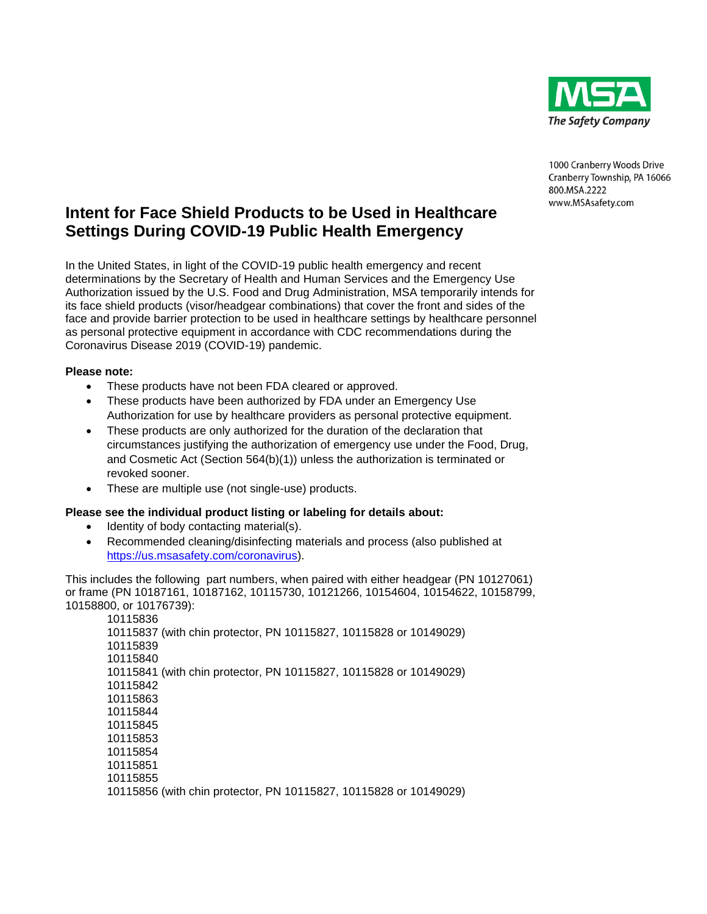MSA
The Safety Company

1000 Cranberry Woods Drive
Cranberry Township, PA 16066
800.MSA.2222
www.MSAsafety.com

# Intent for Face Shield Products to be Used in Healthcare Settings During COVID-19 Public Health Emergency

In the United States, in light of the COVID-19 public health emergency and recent determinations by the Secretary of Health and Human Services and the Emergency Use Authorization issued by the U.S. Food and Drug Administration, MSA temporarily intends for its face shield products (visor/headgear combinations) that cover the front and sides of the face and provide barrier protection to be used in healthcare settings by healthcare personnel as personal protective equipment in accordance with CDC recommendations during the Coronavirus Disease 2019 (COVID-19) pandemic.

**Please note:**

- These products have not been FDA cleared or approved.
- These products have been authorized by FDA under an Emergency Use Authorization for use by healthcare providers as personal protective equipment.
- These products are only authorized for the duration of the declaration that circumstances justifying the authorization of emergency use under the Food, Drug, and Cosmetic Act (Section 564(b)(1)) unless the authorization is terminated or revoked sooner.
- These are multiple use (not single-use) products.

**Please see the individual product listing or labeling for details about:**

- Identity of body contacting material(s).
- Recommended cleaning/disinfecting materials and process (also published at https://us.msasafety.com/coronavirus).

This includes the following part numbers, when paired with either headgear (PN 10127061) or frame (PN 10187161, 10187162, 10115730, 10121266, 10154604, 10154622, 10158799, 10158800, or 10176739):

10115836
10115837 (with chin protector, PN 10115827, 10115828 or 10149029)
10115839
10115840
10115841 (with chin protector, PN 10115827, 10115828 or 10149029)
10115842
10115863
10115844
10115845
10115853
10115854
10115851
10115855
10115856 (with chin protector, PN 10115827, 10115828 or 10149029)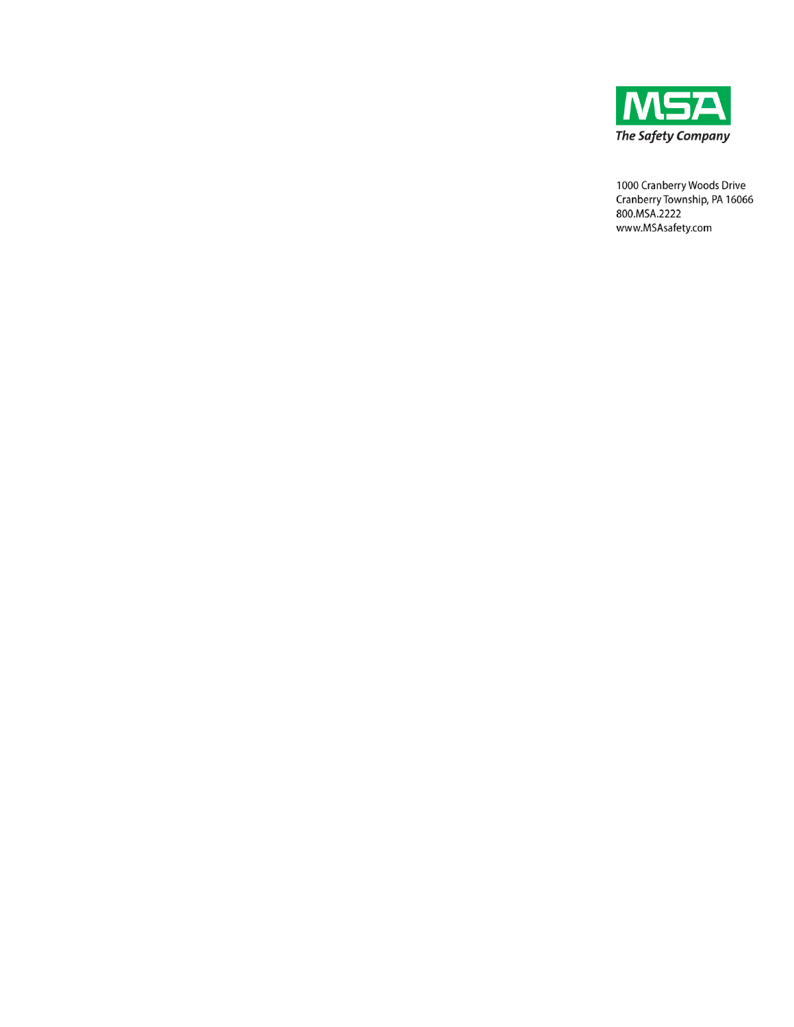MSA

*The Safety Company*

1000 Cranberry Woods Drive
Cranberry Township, PA 16066
800.MSA.2222
www.MSAsafety.com